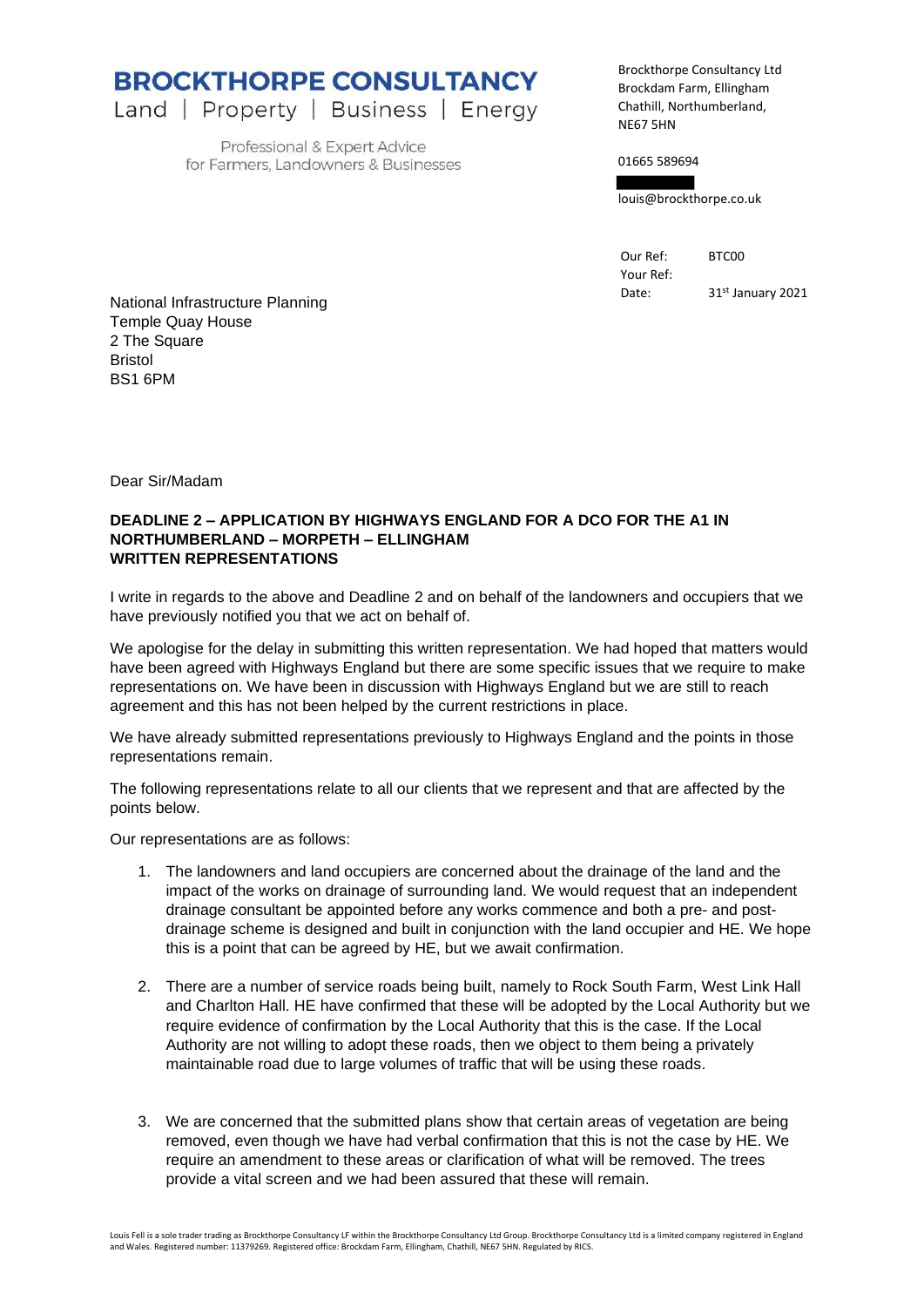# BROCKTHORPE CONSULTANCY

Land | Property | Business | Energy

Professional & Expert Advice for Farmers, Landowners & Businesses

Brockthorpe Consultancy Ltd
Brockdam Farm, Ellingham
Chathill, Northumberland,
NE67 5HN

01665 589694

louis@brockthorpe.co.uk

Our Ref: BTC00
Your Ref:
Date: 31st January 2021

National Infrastructure Planning
Temple Quay House
2 The Square
Bristol
BS1 6PM

Dear Sir/Madam

**DEADLINE 2 – APPLICATION BY HIGHWAYS ENGLAND FOR A DCO FOR THE A1 IN NORTHUMBERLAND – MORPETH – ELLINGHAM WRITTEN REPRESENTATIONS**

I write in regards to the above and Deadline 2 and on behalf of the landowners and occupiers that we have previously notified you that we act on behalf of.

We apologise for the delay in submitting this written representation. We had hoped that matters would have been agreed with Highways England but there are some specific issues that we require to make representations on. We have been in discussion with Highways England but we are still to reach agreement and this has not been helped by the current restrictions in place.

We have already submitted representations previously to Highways England and the points in those representations remain.

The following representations relate to all our clients that we represent and that are affected by the points below.

Our representations are as follows:

1. The landowners and land occupiers are concerned about the drainage of the land and the impact of the works on drainage of surrounding land. We would request that an independent drainage consultant be appointed before any works commence and both a pre- and post-drainage scheme is designed and built in conjunction with the land occupier and HE. We hope this is a point that can be agreed by HE, but we await confirmation.

2. There are a number of service roads being built, namely to Rock South Farm, West Link Hall and Charlton Hall. HE have confirmed that these will be adopted by the Local Authority but we require evidence of confirmation by the Local Authority that this is the case. If the Local Authority are not willing to adopt these roads, then we object to them being a privately maintainable road due to large volumes of traffic that will be using these roads.

3. We are concerned that the submitted plans show that certain areas of vegetation are being removed, even though we have had verbal confirmation that this is not the case by HE. We require an amendment to these areas or clarification of what will be removed. The trees provide a vital screen and we had been assured that these will remain.

Louis Fell is a sole trader trading as Brockthorpe Consultancy LF within the Brockthorpe Consultancy Ltd Group. Brockthorpe Consultancy Ltd is a limited company registered in England and Wales. Registered number: 11379269. Registered office: Brockdam Farm, Ellingham, Chathill, NE67 5HN. Regulated by RICS.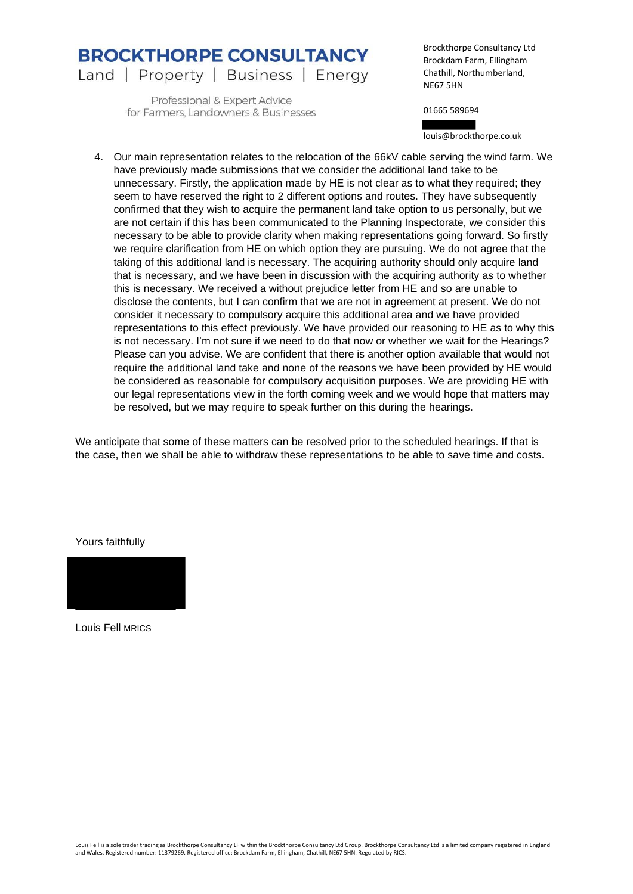**BROCKTHORPE CONSULTANCY**
Land | Property | Business | Energy

Professional & Expert Advice for Farmers, Landowners & Businesses

Brockthorpe Consultancy Ltd
Brockdam Farm, Ellingham
Chathill, Northumberland,
NE67 5HN

01665 589694

louis@brockthorpe.co.uk

4. Our main representation relates to the relocation of the 66kV cable serving the wind farm. We have previously made submissions that we consider the additional land take to be unnecessary. Firstly, the application made by HE is not clear as to what they required; they seem to have reserved the right to 2 different options and routes. They have subsequently confirmed that they wish to acquire the permanent land take option to us personally, but we are not certain if this has been communicated to the Planning Inspectorate, we consider this necessary to be able to provide clarity when making representations going forward. So firstly we require clarification from HE on which option they are pursuing. We do not agree that the taking of this additional land is necessary. The acquiring authority should only acquire land that is necessary, and we have been in discussion with the acquiring authority as to whether this is necessary. We received a without prejudice letter from HE and so are unable to disclose the contents, but I can confirm that we are not in agreement at present. We do not consider it necessary to compulsory acquire this additional area and we have provided representations to this effect previously. We have provided our reasoning to HE as to why this is not necessary. I'm not sure if we need to do that now or whether we wait for the Hearings? Please can you advise. We are confident that there is another option available that would not require the additional land take and none of the reasons we have been provided by HE would be considered as reasonable for compulsory acquisition purposes. We are providing HE with our legal representations view in the forth coming week and we would hope that matters may be resolved, but we may require to speak further on this during the hearings.

We anticipate that some of these matters can be resolved prior to the scheduled hearings. If that is the case, then we shall be able to withdraw these representations to be able to save time and costs.

Yours faithfully

Louis Fell MRICS

Louis Fell is a sole trader trading as Brockthorpe Consultancy LF within the Brockthorpe Consultancy Ltd Group. Brockthorpe Consultancy Ltd is a limited company registered in England and Wales. Registered number: 11379269. Registered office: Brockdam Farm, Ellingham, Chathill, NE67 5HN. Regulated by RICS.